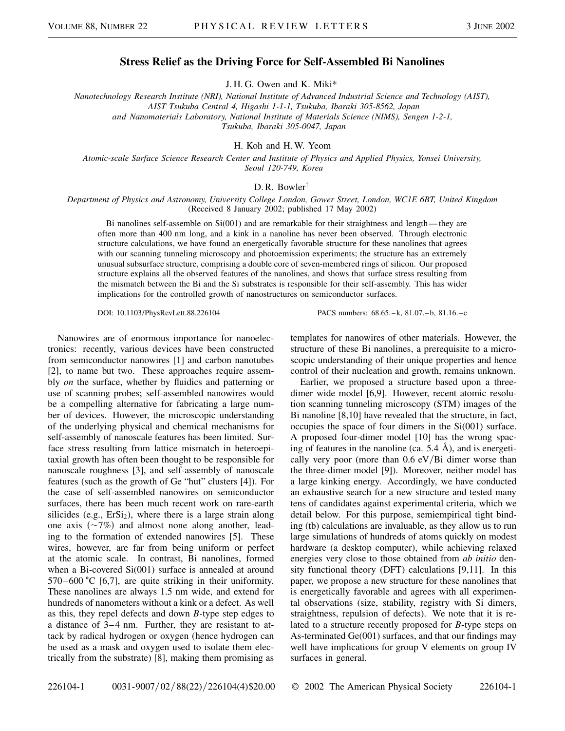# Stress Relief as the Driving Force for Self-Assembled Bi Nanolines

J. H. G. Owen and K. Miki*

*Nanotechnology Research Institute (NRI), National Institute of Advanced Industrial Science and Technology (AIST), AIST Tsukuba Central 4, Higashi 1-1-1, Tsukuba, Ibaraki 305-8562, Japan and Nanomaterials Laboratory, National Institute of Materials Science (NIMS), Sengen 1-2-1, Tsukuba, Ibaraki 305-0047, Japan*

H. Koh and H. W. Yeom

*Atomic-scale Surface Science Research Center and Institute of Physics and Applied Physics, Yonsei University, Seoul 120-749, Korea*

D. R. Bowler[†]

*Department of Physics and Astronomy, University College London, Gower Street, London, WC1E 6BT, United Kingdom*
(Received 8 January 2002; published 17 May 2002)

Bi nanolines self-assemble on Si(001) and are remarkable for their straightness and length—they are often more than 400 nm long, and a kink in a nanoline has never been observed. Through electronic structure calculations, we have found an energetically favorable structure for these nanolines that agrees with our scanning tunneling microscopy and photoemission experiments; the structure has an extremely unusual subsurface structure, comprising a double core of seven-membered rings of silicon. Our proposed structure explains all the observed features of the nanolines, and shows that surface stress resulting from the mismatch between the Bi and the Si substrates is responsible for their self-assembly. This has wider implications for the controlled growth of nanostructures on semiconductor surfaces.

DOI: 10.1103/PhysRevLett.88.226104 PACS numbers: 68.65.–k, 81.07.–b, 81.16.–c

Nanowires are of enormous importance for nanoelectronics: recently, various devices have been constructed from semiconductor nanowires [1] and carbon nanotubes [2], to name but two. These approaches require assembly *on* the surface, whether by fluidics and patterning or use of scanning probes; self-assembled nanowires would be a compelling alternative for fabricating a large number of devices. However, the microscopic understanding of the underlying physical and chemical mechanisms for self-assembly of nanoscale features has been limited. Surface stress resulting from lattice mismatch in heteroepitaxial growth has often been thought to be responsible for nanoscale roughness [3], and self-assembly of nanoscale features (such as the growth of Ge "hut" clusters [4]). For the case of self-assembled nanowires on semiconductor surfaces, there has been much recent work on rare-earth silicides (e.g., $ErSi_2$), where there is a large strain along one axis ($\sim$7%) and almost none along another, leading to the formation of extended nanowires [5]. These wires, however, are far from being uniform or perfect at the atomic scale. In contrast, Bi nanolines, formed when a Bi-covered Si(001) surface is annealed at around 570–600 °C [6,7], are quite striking in their uniformity. These nanolines are always 1.5 nm wide, and extend for hundreds of nanometers without a kink or a defect. As well as this, they repel defects and down *B*-type step edges to a distance of 3–4 nm. Further, they are resistant to attack by radical hydrogen or oxygen (hence hydrogen can be used as a mask and oxygen used to isolate them electrically from the substrate) [8], making them promising as templates for nanowires of other materials. However, the structure of these Bi nanolines, a prerequisite to a microscopic understanding of their unique properties and hence control of their nucleation and growth, remains unknown.

Earlier, we proposed a structure based upon a three-dimer wide model [6,9]. However, recent atomic resolution scanning tunneling microscopy (STM) images of the Bi nanoline [8,10] have revealed that the structure, in fact, occupies the space of four dimers in the Si(001) surface. A proposed four-dimer model [10] has the wrong spacing of features in the nanoline (ca. 5.4 Å), and is energetically very poor (more than 0.6 eV/Bi dimer worse than the three-dimer model [9]). Moreover, neither model has a large kinking energy. Accordingly, we have conducted an exhaustive search for a new structure and tested many tens of candidates against experimental criteria, which we detail below. For this purpose, semiempirical tight binding (tb) calculations are invaluable, as they allow us to run large simulations of hundreds of atoms quickly on modest hardware (a desktop computer), while achieving relaxed energies very close to those obtained from *ab initio* density functional theory (DFT) calculations [9,11]. In this paper, we propose a new structure for these nanolines that is energetically favorable and agrees with all experimental observations (size, stability, registry with Si dimers, straightness, repulsion of defects). We note that it is related to a structure recently proposed for *B*-type steps on As-terminated Ge(001) surfaces, and that our findings may well have implications for group V elements on group IV surfaces in general.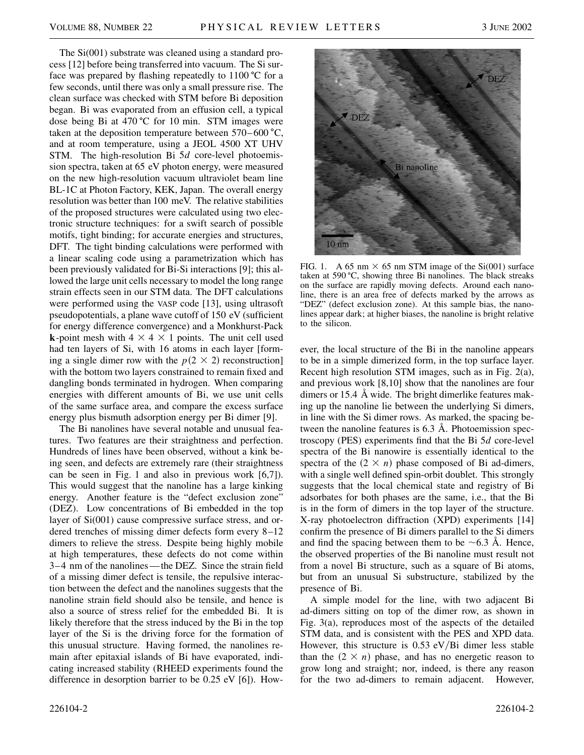The Si(001) substrate was cleaned using a standard process [12] before being transferred into vacuum. The Si surface was prepared by flashing repeatedly to 1100 °C for a few seconds, until there was only a small pressure rise. The clean surface was checked with STM before Bi deposition began. Bi was evaporated from an effusion cell, a typical dose being Bi at 470 °C for 10 min. STM images were taken at the deposition temperature between 570–600 °C, and at room temperature, using a JEOL 4500 XT UHV STM. The high-resolution Bi 5$d$ core-level photoemission spectra, taken at 65 eV photon energy, were measured on the new high-resolution vacuum ultraviolet beam line BL-1C at Photon Factory, KEK, Japan. The overall energy resolution was better than 100 meV. The relative stabilities of the proposed structures were calculated using two electronic structure techniques: for a swift search of possible motifs, tight binding; for accurate energies and structures, DFT. The tight binding calculations were performed with a linear scaling code using a parametrization which has been previously validated for Bi-Si interactions [9]; this allowed the large unit cells necessary to model the long range strain effects seen in our STM data. The DFT calculations were performed using the VASP code [13], using ultrasoft pseudopotentials, a plane wave cutoff of 150 eV (sufficient for energy difference convergence) and a Monkhurst-Pack **k**-point mesh with $4 \times 4 \times 1$ points. The unit cell used had ten layers of Si, with 16 atoms in each layer [forming a single dimer row with the $p(2 \times 2)$ reconstruction] with the bottom two layers constrained to remain fixed and dangling bonds terminated in hydrogen. When comparing energies with different amounts of Bi, we use unit cells of the same surface area, and compare the excess surface energy plus bismuth adsorption energy per Bi dimer [9].

The Bi nanolines have several notable and unusual features. Two features are their straightness and perfection. Hundreds of lines have been observed, without a kink being seen, and defects are extremely rare (their straightness can be seen in Fig. 1 and also in previous work [6,7]). This would suggest that the nanoline has a large kinking energy. Another feature is the "defect exclusion zone" (DEZ). Low concentrations of Bi embedded in the top layer of Si(001) cause compressive surface stress, and ordered trenches of missing dimer defects form every 8–12 dimers to relieve the stress. Despite being highly mobile at high temperatures, these defects do not come within 3–4 nm of the nanolines—the DEZ. Since the strain field of a missing dimer defect is tensile, the repulsive interaction between the defect and the nanolines suggests that the nanoline strain field should also be tensile, and hence is also a source of stress relief for the embedded Bi. It is likely therefore that the stress induced by the Bi in the top layer of the Si is the driving force for the formation of this unusual structure. Having formed, the nanolines remain after epitaxial islands of Bi have evaporated, indicating increased stability (RHEED experiments found the difference in desorption barrier to be 0.25 eV [6]). However, the local structure of the Bi in the nanoline appears to be in a simple dimerized form, in the top surface layer. Recent high resolution STM images, such as in Fig. 2(a), and previous work [8,10] show that the nanolines are four dimers or 15.4 Å wide. The bright dimerlike features making up the nanoline lie between the underlying Si dimers, in line with the Si dimer rows. As marked, the spacing between the nanoline features is 6.3 Å. Photoemission spectroscopy (PES) experiments find that the Bi 5$d$ core-level spectra of the Bi nanowire is essentially identical to the spectra of the $(2 \times n)$ phase composed of Bi ad-dimers, with a single well defined spin-orbit doublet. This strongly suggests that the local chemical state and registry of Bi adsorbates for both phases are the same, i.e., that the Bi is in the form of dimers in the top layer of the structure. X-ray photoelectron diffraction (XPD) experiments [14] confirm the presence of Bi dimers parallel to the Si dimers and find the spacing between them to be ~6.3 Å. Hence, the observed properties of the Bi nanoline must result not from a novel Bi structure, such as a square of Bi atoms, but from an unusual Si substructure, stabilized by the presence of Bi.

FIG. 1. A 65 nm × 65 nm STM image of the Si(001) surface taken at 590 °C, showing three Bi nanolines. The black streaks on the surface are rapidly moving defects. Around each nanoline, there is an area free of defects marked by the arrows as "DEZ" (defect exclusion zone). At this sample bias, the nanolines appear dark; at higher biases, the nanoline is bright relative to the silicon.

A simple model for the line, with two adjacent Bi ad-dimers sitting on top of the dimer row, as shown in Fig. 3(a), reproduces most of the aspects of the detailed STM data, and is consistent with the PES and XPD data. However, this structure is 0.53 eV/Bi dimer less stable than the $(2 \times n)$ phase, and has no energetic reason to grow long and straight; nor, indeed, is there any reason for the two ad-dimers to remain adjacent. However,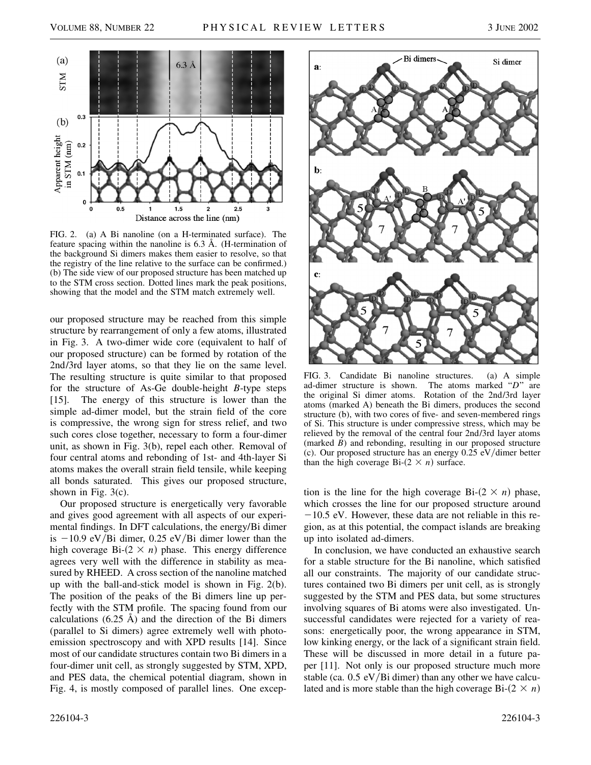FIG. 2. (a) A Bi nanoline (on a H-terminated surface). The feature spacing within the nanoline is 6.3 Å. (H-termination of the background Si dimers makes them easier to resolve, so that the registry of the line relative to the surface can be confirmed.) (b) The side view of our proposed structure has been matched up to the STM cross section. Dotted lines mark the peak positions, showing that the model and the STM match extremely well.

our proposed structure may be reached from this simple structure by rearrangement of only a few atoms, illustrated in Fig. 3. A two-dimer wide core (equivalent to half of our proposed structure) can be formed by rotation of the 2nd/3rd layer atoms, so that they lie on the same level. The resulting structure is quite similar to that proposed for the structure of As-Ge double-height *B*-type steps [15]. The energy of this structure is lower than the simple ad-dimer model, but the strain field of the core is compressive, the wrong sign for stress relief, and two such cores close together, necessary to form a four-dimer unit, as shown in Fig. 3(b), repel each other. Removal of four central atoms and rebonding of 1st- and 4th-layer Si atoms makes the overall strain field tensile, while keeping all bonds saturated. This gives our proposed structure, shown in Fig. 3(c).

Our proposed structure is energetically very favorable and gives good agreement with all aspects of our experimental findings. In DFT calculations, the energy/Bi dimer is $-10.9$ eV/Bi dimer, 0.25 eV/Bi dimer lower than the high coverage Bi-$(2 \times n)$ phase. This energy difference agrees very well with the difference in stability as measured by RHEED. A cross section of the nanoline matched up with the ball-and-stick model is shown in Fig. 2(b). The position of the peaks of the Bi dimers line up perfectly with the STM profile. The spacing found from our calculations (6.25 Å) and the direction of the Bi dimers (parallel to Si dimers) agree extremely well with photoemission spectroscopy and with XPD results [14]. Since most of our candidate structures contain two Bi dimers in a four-dimer unit cell, as strongly suggested by STM, XPD, and PES data, the chemical potential diagram, shown in Fig. 4, is mostly composed of parallel lines. One exception is the line for the high coverage Bi-$(2 \times n)$ phase, which crosses the line for our proposed structure around $-10.5$ eV. However, these data are not reliable in this region, as at this potential, the compact islands are breaking up into isolated ad-dimers.

FIG. 3. Candidate Bi nanoline structures. (a) A simple ad-dimer structure is shown. The atoms marked "*D*" are the original Si dimer atoms. Rotation of the 2nd/3rd layer atoms (marked A) beneath the Bi dimers, produces the second structure (b), with two cores of five- and seven-membered rings of Si. This structure is under compressive stress, which may be relieved by the removal of the central four 2nd/3rd layer atoms (marked *B*) and rebonding, resulting in our proposed structure (c). Our proposed structure has an energy 0.25 eV/dimer better than the high coverage Bi-$(2 \times n)$ surface.

In conclusion, we have conducted an exhaustive search for a stable structure for the Bi nanoline, which satisfied all our constraints. The majority of our candidate structures contained two Bi dimers per unit cell, as is strongly suggested by the STM and PES data, but some structures involving squares of Bi atoms were also investigated. Unsuccessful candidates were rejected for a variety of reasons: energetically poor, the wrong appearance in STM, low kinking energy, or the lack of a significant strain field. These will be discussed in more detail in a future paper [11]. Not only is our proposed structure much more stable (ca. 0.5 eV/Bi dimer) than any other we have calculated and is more stable than the high coverage Bi-$(2 \times n)$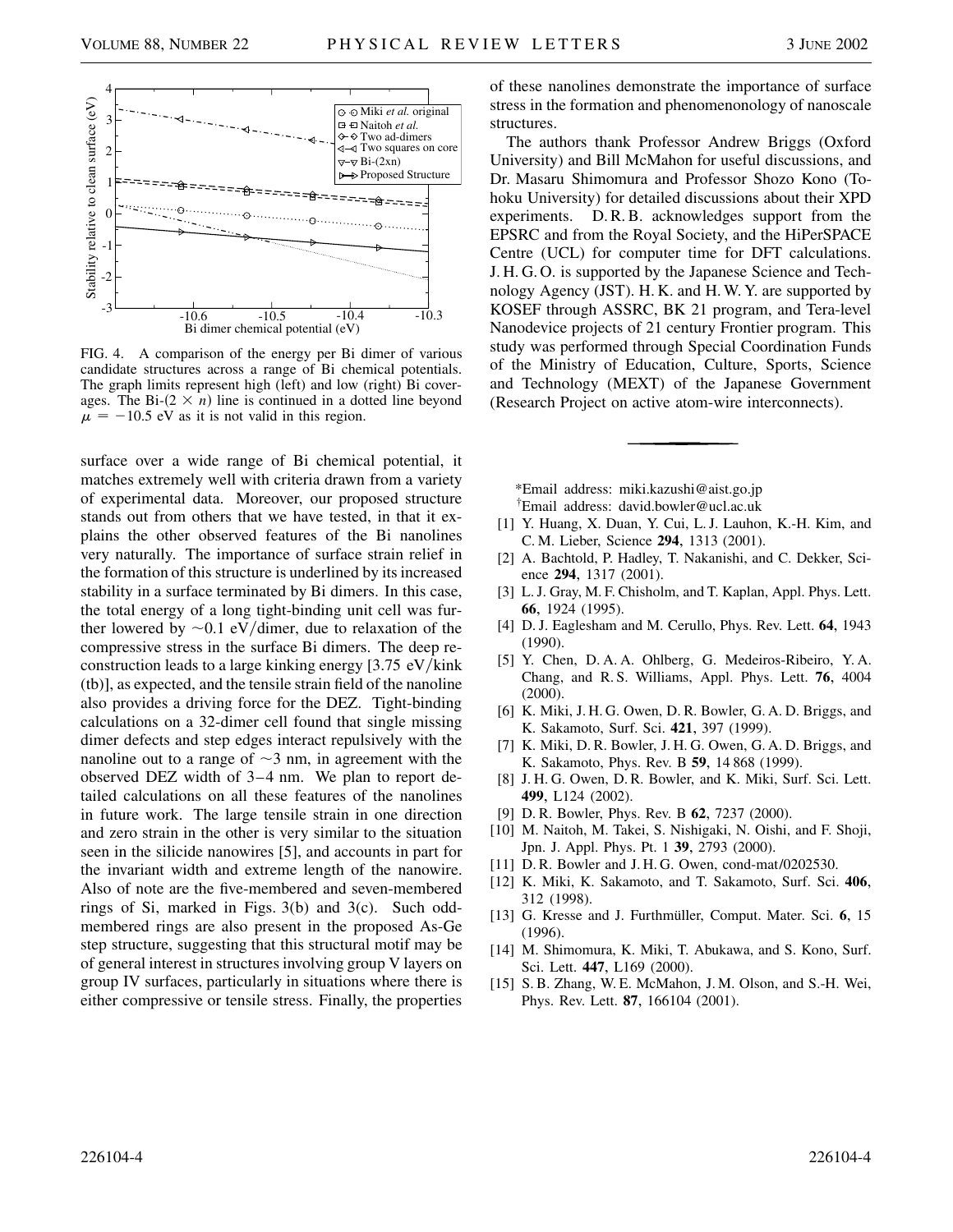Stability relative to clean surface (eV)

Bi dimer chemical potential (eV)

4
3
2
1
0
-1
-2
-3

-10.6
-10.5
-10.4
-10.3

Miki *et al.* original
Naitoh *et al.*
Two ad-dimers
Two squares on core
Bi-(2xn)
Proposed Structure

FIG. 4. A comparison of the energy per Bi dimer of various candidate structures across a range of Bi chemical potentials. The graph limits represent high (left) and low (right) Bi coverages. The Bi-($2 \times n$) line is continued in a dotted line beyond $\mu = -10.5$ eV as it is not valid in this region.

surface over a wide range of Bi chemical potential, it matches extremely well with criteria drawn from a variety of experimental data. Moreover, our proposed structure stands out from others that we have tested, in that it explains the other observed features of the Bi nanolines very naturally. The importance of surface strain relief in the formation of this structure is underlined by its increased stability in a surface terminated by Bi dimers. In this case, the total energy of a long tight-binding unit cell was further lowered by $\sim$0.1 eV/dimer, due to relaxation of the compressive stress in the surface Bi dimers. The deep reconstruction leads to a large kinking energy [3.75 eV/kink (tb)], as expected, and the tensile strain field of the nanoline also provides a driving force for the DEZ. Tight-binding calculations on a 32-dimer cell found that single missing dimer defects and step edges interact repulsively with the nanoline out to a range of $\sim$3 nm, in agreement with the observed DEZ width of 3–4 nm. We plan to report detailed calculations on all these features of the nanolines in future work. The large tensile strain in one direction and zero strain in the other is very similar to the situation seen in the silicide nanowires [5], and accounts in part for the invariant width and extreme length of the nanowire. Also of note are the five-membered and seven-membered rings of Si, marked in Figs. 3(b) and 3(c). Such odd-membered rings are also present in the proposed As-Ge step structure, suggesting that this structural motif may be of general interest in structures involving group V layers on group IV surfaces, particularly in situations where there is either compressive or tensile stress. Finally, the properties of these nanolines demonstrate the importance of surface stress in the formation and phenomenonology of nanoscale structures.

The authors thank Professor Andrew Briggs (Oxford University) and Bill McMahon for useful discussions, and Dr. Masaru Shimomura and Professor Shozo Kono (Tohoku University) for detailed discussions about their XPD experiments. D. R. B. acknowledges support from the EPSRC and from the Royal Society, and the HiPerSPACE Centre (UCL) for computer time for DFT calculations. J. H. G. O. is supported by the Japanese Science and Technology Agency (JST). H. K. and H. W. Y. are supported by KOSEF through ASSRC, BK 21 program, and Tera-level Nanodevice projects of 21 century Frontier program. This study was performed through Special Coordination Funds of the Ministry of Education, Culture, Sports, Science and Technology (MEXT) of the Japanese Government (Research Project on active atom-wire interconnects).

*Email address: miki.kazushi@aist.go.jp
†Email address: david.bowler@ucl.ac.uk

[1] Y. Huang, X. Duan, Y. Cui, L. J. Lauhon, K.-H. Kim, and C. M. Lieber, Science **294**, 1313 (2001).
[2] A. Bachtold, P. Hadley, T. Nakanishi, and C. Dekker, Science **294**, 1317 (2001).
[3] L. J. Gray, M. F. Chisholm, and T. Kaplan, Appl. Phys. Lett. **66**, 1924 (1995).
[4] D. J. Eaglesham and M. Cerullo, Phys. Rev. Lett. **64**, 1943 (1990).
[5] Y. Chen, D. A. A. Ohlberg, G. Medeiros-Ribeiro, Y. A. Chang, and R. S. Williams, Appl. Phys. Lett. **76**, 4004 (2000).
[6] K. Miki, J. H. G. Owen, D. R. Bowler, G. A. D. Briggs, and K. Sakamoto, Surf. Sci. **421**, 397 (1999).
[7] K. Miki, D. R. Bowler, J. H. G. Owen, G. A. D. Briggs, and K. Sakamoto, Phys. Rev. B **59**, 14 868 (1999).
[8] J. H. G. Owen, D. R. Bowler, and K. Miki, Surf. Sci. Lett. **499**, L124 (2002).
[9] D. R. Bowler, Phys. Rev. B **62**, 7237 (2000).
[10] M. Naitoh, M. Takei, S. Nishigaki, N. Oishi, and F. Shoji, Jpn. J. Appl. Phys. Pt. 1 **39**, 2793 (2000).
[11] D. R. Bowler and J. H. G. Owen, cond-mat/0202530.
[12] K. Miki, K. Sakamoto, and T. Sakamoto, Surf. Sci. **406**, 312 (1998).
[13] G. Kresse and J. Furthmüller, Comput. Mater. Sci. **6**, 15 (1996).
[14] M. Shimomura, K. Miki, T. Abukawa, and S. Kono, Surf. Sci. Lett. **447**, L169 (2000).
[15] S. B. Zhang, W. E. McMahon, J. M. Olson, and S.-H. Wei, Phys. Rev. Lett. **87**, 166104 (2001).